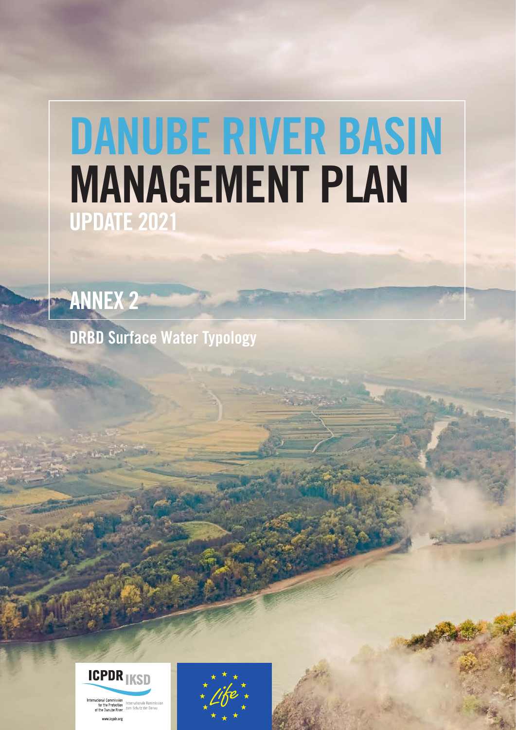# DANUBE RIVER BASIN MANAGEMENT PLAN

## UPDATE 2021

## ANNEX 2

### DRBD Surface Water Typology

ICPDR IKSD

International Commission for the Protection of the Danube River

Internationale Kommission zum Schutz der Donau

www.icpdr.org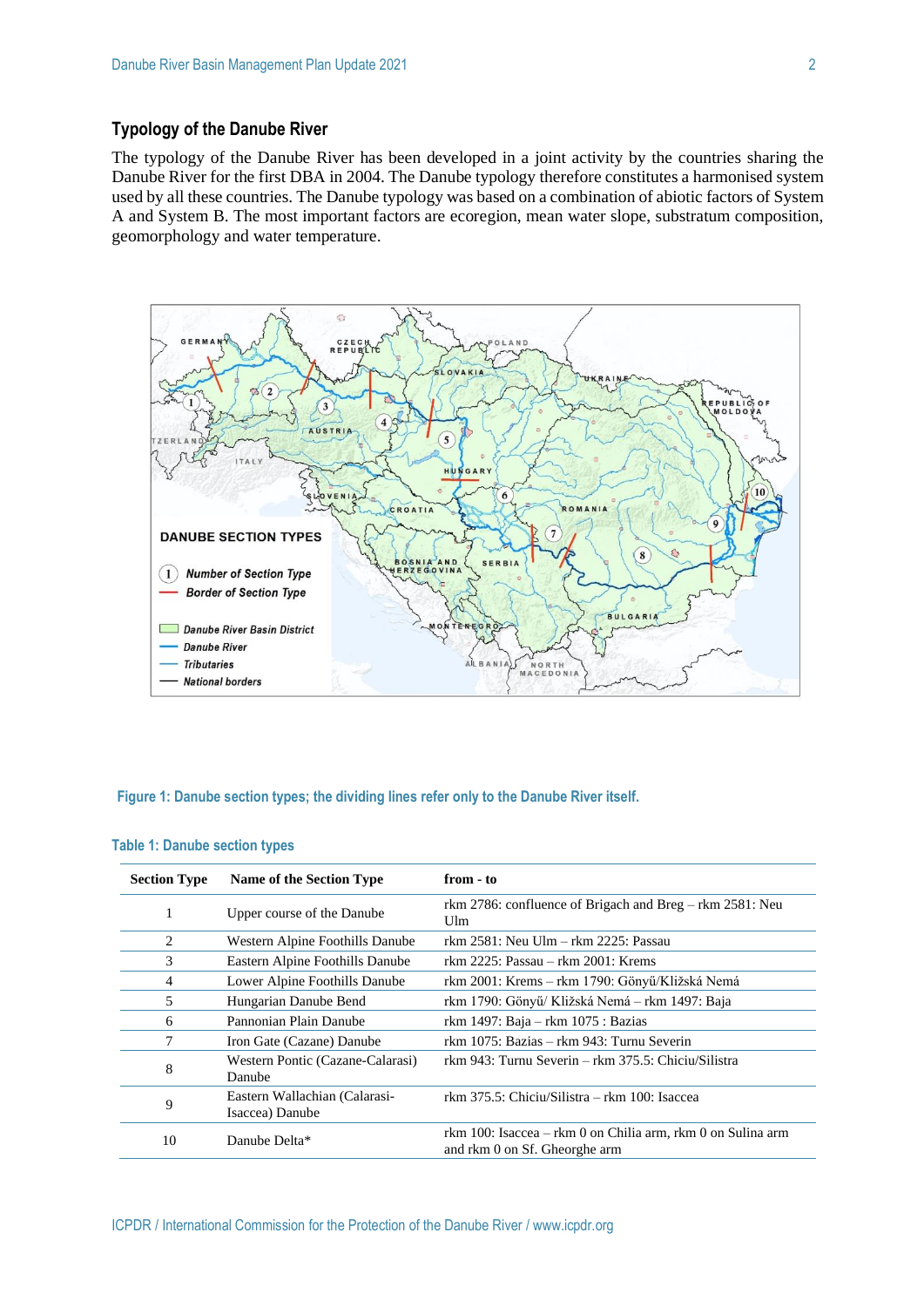## Typology of the Danube River

The typology of the Danube River has been developed in a joint activity by the countries sharing the Danube River for the first DBA in 2004. The Danube typology therefore constitutes a harmonised system used by all these countries. The Danube typology was based on a combination of abiotic factors of System A and System B. The most important factors are ecoregion, mean water slope, substratum composition, geomorphology and water temperature.

Figure 1: Danube section types; the dividing lines refer only to the Danube River itself.

Table 1: Danube section types

| Section Type | Name of the Section Type | from - to |
|---|---|---|
| 1 | Upper course of the Danube | rkm 2786: confluence of Brigach and Breg – rkm 2581: Neu Ulm |
| 2 | Western Alpine Foothills Danube | rkm 2581: Neu Ulm – rkm 2225: Passau |
| 3 | Eastern Alpine Foothills Danube | rkm 2225: Passau – rkm 2001: Krems |
| 4 | Lower Alpine Foothills Danube | rkm 2001: Krems – rkm 1790: Gönyű/Kližská Nemá |
| 5 | Hungarian Danube Bend | rkm 1790: Gönyű/ Kližská Nemá – rkm 1497: Baja |
| 6 | Pannonian Plain Danube | rkm 1497: Baja – rkm 1075 : Bazias |
| 7 | Iron Gate (Cazane) Danube | rkm 1075: Bazias – rkm 943: Turnu Severin |
| 8 | Western Pontic (Cazane-Calarasi) Danube | rkm 943: Turnu Severin – rkm 375.5: Chiciu/Silistra |
| 9 | Eastern Wallachian (Calarasi-Isaccea) Danube | rkm 375.5: Chiciu/Silistra – rkm 100: Isaccea |
| 10 | Danube Delta* | rkm 100: Isaccea – rkm 0 on Chilia arm, rkm 0 on Sulina arm and rkm 0 on Sf. Gheorghe arm |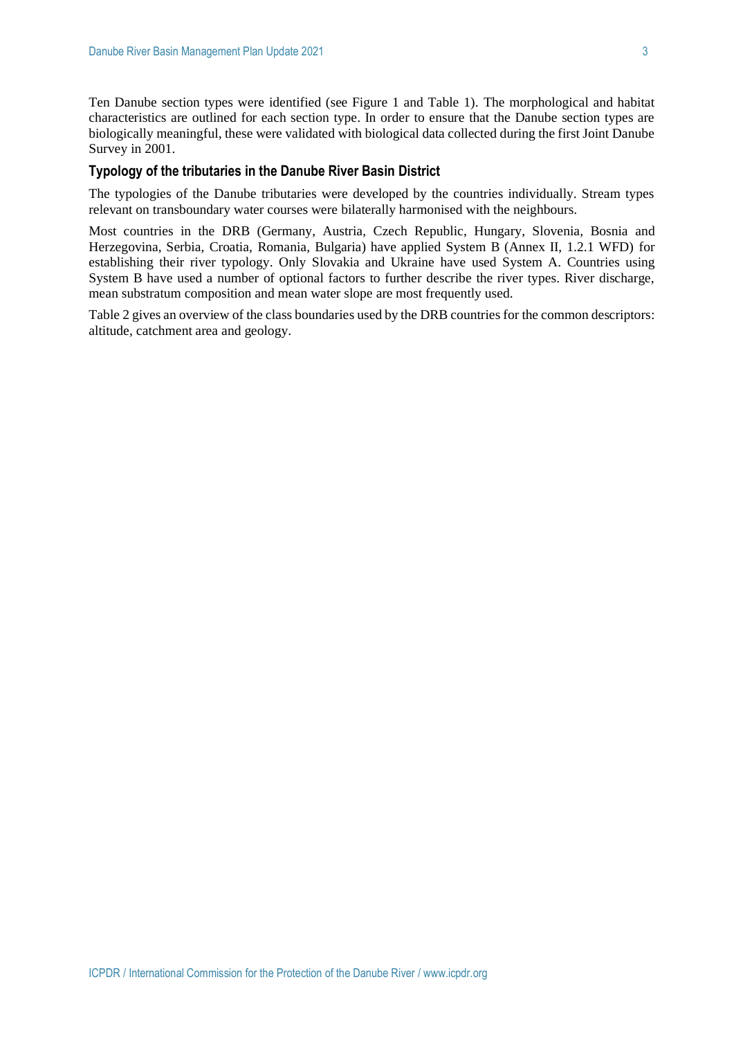Ten Danube section types were identified (see Figure 1 and Table 1). The morphological and habitat characteristics are outlined for each section type. In order to ensure that the Danube section types are biologically meaningful, these were validated with biological data collected during the first Joint Danube Survey in 2001.

### Typology of the tributaries in the Danube River Basin District

The typologies of the Danube tributaries were developed by the countries individually. Stream types relevant on transboundary water courses were bilaterally harmonised with the neighbours.

Most countries in the DRB (Germany, Austria, Czech Republic, Hungary, Slovenia, Bosnia and Herzegovina, Serbia, Croatia, Romania, Bulgaria) have applied System B (Annex II, 1.2.1 WFD) for establishing their river typology. Only Slovakia and Ukraine have used System A. Countries using System B have used a number of optional factors to further describe the river types. River discharge, mean substratum composition and mean water slope are most frequently used.

Table 2 gives an overview of the class boundaries used by the DRB countries for the common descriptors: altitude, catchment area and geology.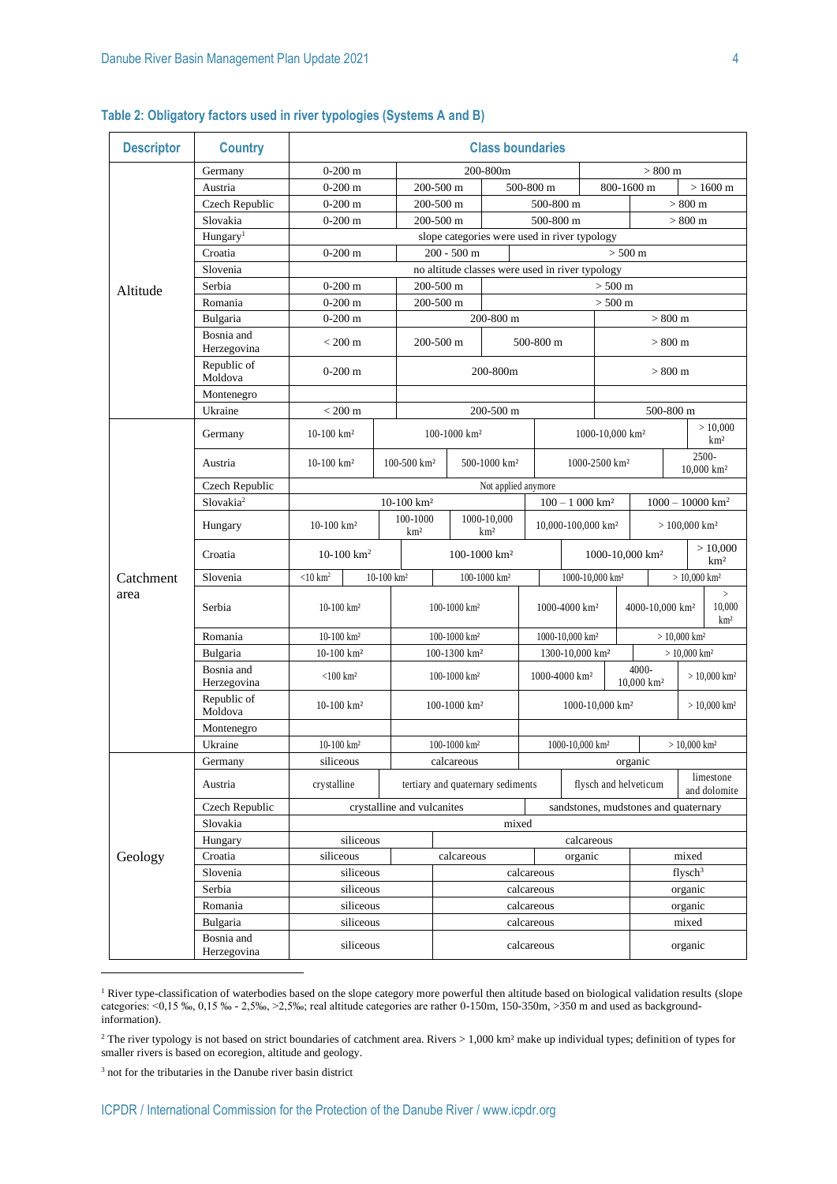**Table 2: Obligatory factors used in river typologies (Systems A and B)**

| Descriptor | Country | Class boundaries | | | | |
|---|---|---|---|---|---|---|
| Altitude | Germany | 0-200 m | 200-800m | | > 800 m | |
| | Austria | 0-200 m | 200-500 m | 500-800 m | 800-1600 m | > 1600 m |
| | Czech Republic | 0-200 m | 200-500 m | 500-800 m | > 800 m | |
| | Slovakia | 0-200 m | 200-500 m | 500-800 m | > 800 m | |
| | Hungary[1] | slope categories were used in river typology | | | | |
| | Croatia | 0-200 m | 200 - 500 m | > 500 m | | |
| | Slovenia | no altitude classes were used in river typology | | | | |
| | Serbia | 0-200 m | 200-500 m | > 500 m | | |
| | Romania | 0-200 m | 200-500 m | > 500 m | | |
| | Bulgaria | 0-200 m | 200-800 m | | > 800 m | |
| | Bosnia and Herzegovina | < 200 m | 200-500 m | 500-800 m | > 800 m | |
| | Republic of Moldova | 0-200 m | 200-800m | | > 800 m | |
| | Montenegro | | | | | |
| | Ukraine | < 200 m | 200-500 m | | 500-800 m | |
| Catchment area | Germany | 10-100 km² | 100-1000 km² | | 1000-10,000 km² | > 10,000 km² |
| | Austria | 10-100 km² | 100-500 km² | 500-1000 km² | 1000-2500 km² | 2500-10,000 km² |
| | Czech Republic | Not applied anymore | | | | |
| | Slovakia[2] | 10-100 km² | | 100 – 1 000 km² | 1000 – 10000 km² | |
| | Hungary | 10-100 km² | 100-1000 km² | 1000-10,000 km² | 10,000-100,000 km² | > 100,000 km² |
| | Croatia | 10-100 km² | 100-1000 km² | | 1000-10,000 km² | > 10,000 km² |
| | Slovenia | <10 km² | 10-100 km² | 100-1000 km² | 1000-10,000 km² | > 10,000 km² |
| | Serbia | 10-100 km² | 100-1000 km² | 1000-4000 km² | 4000-10,000 km² | > 10,000 km² |
| | Romania | 10-100 km² | 100-1000 km² | 1000-10,000 km² | > 10,000 km² | |
| | Bulgaria | 10-100 km² | 100-1300 km² | 1300-10,000 km² | > 10,000 km² | |
| | Bosnia and Herzegovina | <100 km² | 100-1000 km² | 1000-4000 km² | 4000-10,000 km² | > 10,000 km² |
| | Republic of Moldova | 10-100 km² | 100-1000 km² | 1000-10,000 km² | | > 10,000 km² |
| | Montenegro | | | | | |
| | Ukraine | 10-100 km² | 100-1000 km² | 1000-10,000 km² | > 10,000 km² | |
| Geology | Germany | siliceous | calcareous | organic | | |
| | Austria | crystalline | tertiary and quaternary sediments | flysch and helveticum | limestone and dolomite | |
| | Czech Republic | crystalline and vulcanites | | sandstones, mudstones and quaternary | | |
| | Slovakia | mixed | | | | |
| | Hungary | siliceous | calcareous | | | |
| | Croatia | siliceous | calcareous | organic | mixed | |
| | Slovenia | siliceous | calcareous | flysch[3] | | |
| | Serbia | siliceous | calcareous | organic | | |
| | Romania | siliceous | calcareous | organic | | |
| | Bulgaria | siliceous | calcareous | mixed | | |
| | Bosnia and Herzegovina | siliceous | calcareous | organic | | |

[1] River type-classification of waterbodies based on the slope category more powerful then altitude based on biological validation results (slope categories: <0,15 ‰, 0,15 ‰ - 2,5‰, >2,5‰; real altitude categories are rather 0-150m, 150-350m, >350 m and used as background-information).

[2] The river typology is not based on strict boundaries of catchment area. Rivers > 1,000 km² make up individual types; definition of types for smaller rivers is based on ecoregion, altitude and geology.

[3] not for the tributaries in the Danube river basin district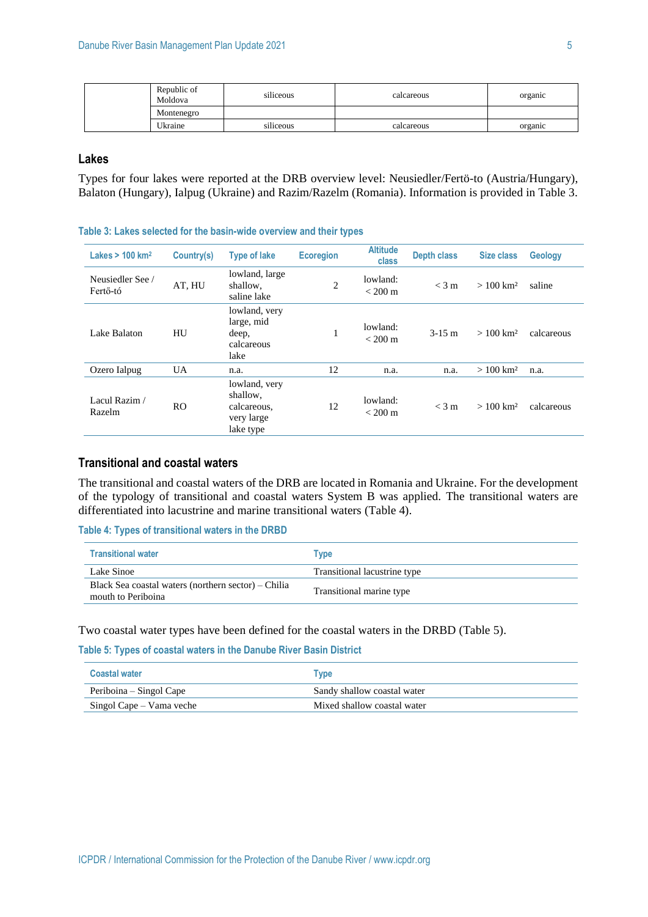| | | | | |
|---|---|---|---|---|
| | Republic of Moldova | siliceous | calcareous | organic |
| | Montenegro | | | |
| | Ukraine | siliceous | calcareous | organic |

### Lakes

Types for four lakes were reported at the DRB overview level: Neusiedler/Fertö-to (Austria/Hungary), Balaton (Hungary), Ialpug (Ukraine) and Razim/Razelm (Romania). Information is provided in Table 3.

Table 3: Lakes selected for the basin-wide overview and their types

| Lakes > 100 km² | Country(s) | Type of lake | Ecoregion | Altitude class | Depth class | Size class | Geology |
|---|---|---|---|---|---|---|---|
| Neusiedler See / Fertő-tó | AT, HU | lowland, large shallow, saline lake | 2 | lowland: < 200 m | < 3 m | > 100 km² | saline |
| Lake Balaton | HU | lowland, very large, mid deep, calcareous lake | 1 | lowland: < 200 m | 3-15 m | > 100 km² | calcareous |
| Ozero Ialpug | UA | n.a. | 12 | n.a. | n.a. | > 100 km² | n.a. |
| Lacul Razim / Razelm | RO | lowland, very shallow, calcareous, very large lake type | 12 | lowland: < 200 m | < 3 m | > 100 km² | calcareous |

### Transitional and coastal waters

The transitional and coastal waters of the DRB are located in Romania and Ukraine. For the development of the typology of transitional and coastal waters System B was applied. The transitional waters are differentiated into lacustrine and marine transitional waters (Table 4).

Table 4: Types of transitional waters in the DRBD

| Transitional water | Type |
|---|---|
| Lake Sinoe | Transitional lacustrine type |
| Black Sea coastal waters (northern sector) – Chilia mouth to Periboina | Transitional marine type |

Two coastal water types have been defined for the coastal waters in the DRBD (Table 5).

Table 5: Types of coastal waters in the Danube River Basin District

| Coastal water | Type |
|---|---|
| Periboina – Singol Cape | Sandy shallow coastal water |
| Singol Cape – Vama veche | Mixed shallow coastal water |